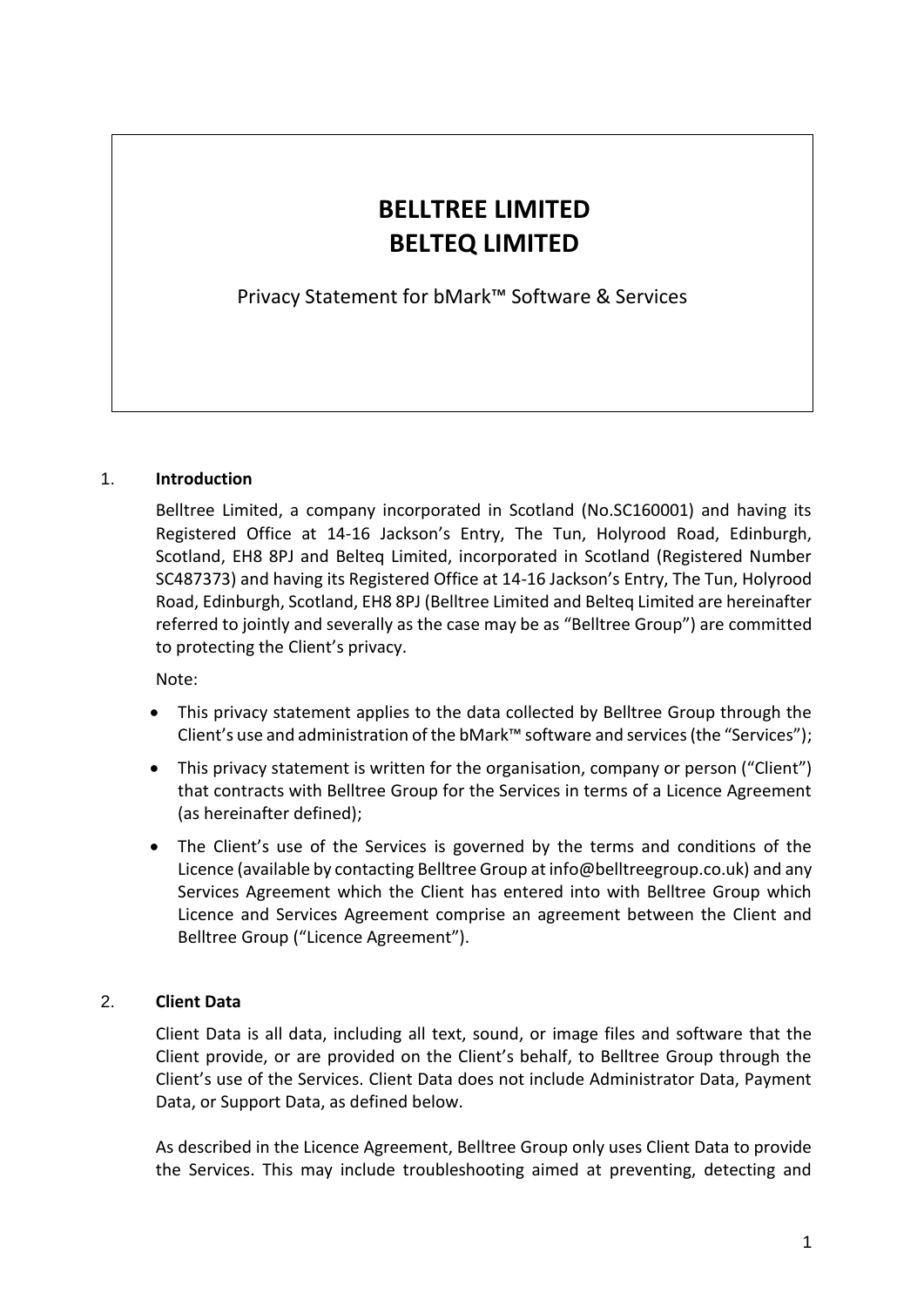# BELLTREE LIMITED
# BELTEQ LIMITED

Privacy Statement for bMark™ Software & Services

## 1. Introduction

Belltree Limited, a company incorporated in Scotland (No.SC160001) and having its Registered Office at 14-16 Jackson's Entry, The Tun, Holyrood Road, Edinburgh, Scotland, EH8 8PJ and Belteq Limited, incorporated in Scotland (Registered Number SC487373) and having its Registered Office at 14-16 Jackson's Entry, The Tun, Holyrood Road, Edinburgh, Scotland, EH8 8PJ (Belltree Limited and Belteq Limited are hereinafter referred to jointly and severally as the case may be as "Belltree Group") are committed to protecting the Client's privacy.

Note:

- This privacy statement applies to the data collected by Belltree Group through the Client's use and administration of the bMark™ software and services (the "Services");
- This privacy statement is written for the organisation, company or person ("Client") that contracts with Belltree Group for the Services in terms of a Licence Agreement (as hereinafter defined);
- The Client's use of the Services is governed by the terms and conditions of the Licence (available by contacting Belltree Group at info@belltreegroup.co.uk) and any Services Agreement which the Client has entered into with Belltree Group which Licence and Services Agreement comprise an agreement between the Client and Belltree Group ("Licence Agreement").

## 2. Client Data

Client Data is all data, including all text, sound, or image files and software that the Client provide, or are provided on the Client's behalf, to Belltree Group through the Client's use of the Services. Client Data does not include Administrator Data, Payment Data, or Support Data, as defined below.

As described in the Licence Agreement, Belltree Group only uses Client Data to provide the Services. This may include troubleshooting aimed at preventing, detecting and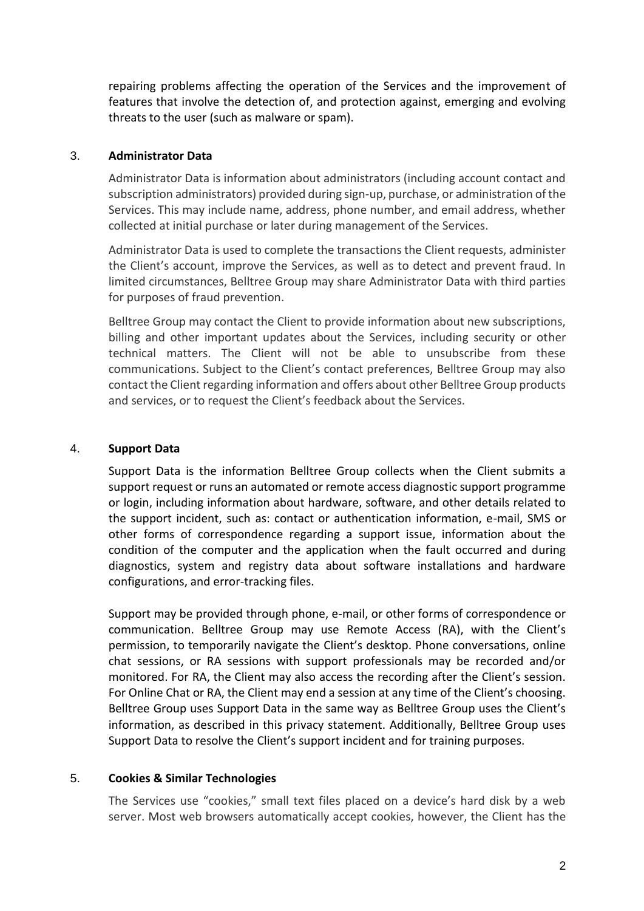repairing problems affecting the operation of the Services and the improvement of features that involve the detection of, and protection against, emerging and evolving threats to the user (such as malware or spam).

3. **Administrator Data**

Administrator Data is information about administrators (including account contact and subscription administrators) provided during sign-up, purchase, or administration of the Services. This may include name, address, phone number, and email address, whether collected at initial purchase or later during management of the Services.

Administrator Data is used to complete the transactions the Client requests, administer the Client's account, improve the Services, as well as to detect and prevent fraud. In limited circumstances, Belltree Group may share Administrator Data with third parties for purposes of fraud prevention.

Belltree Group may contact the Client to provide information about new subscriptions, billing and other important updates about the Services, including security or other technical matters. The Client will not be able to unsubscribe from these communications. Subject to the Client's contact preferences, Belltree Group may also contact the Client regarding information and offers about other Belltree Group products and services, or to request the Client's feedback about the Services.

4. **Support Data**

Support Data is the information Belltree Group collects when the Client submits a support request or runs an automated or remote access diagnostic support programme or login, including information about hardware, software, and other details related to the support incident, such as: contact or authentication information, e-mail, SMS or other forms of correspondence regarding a support issue, information about the condition of the computer and the application when the fault occurred and during diagnostics, system and registry data about software installations and hardware configurations, and error-tracking files.

Support may be provided through phone, e-mail, or other forms of correspondence or communication. Belltree Group may use Remote Access (RA), with the Client's permission, to temporarily navigate the Client's desktop. Phone conversations, online chat sessions, or RA sessions with support professionals may be recorded and/or monitored. For RA, the Client may also access the recording after the Client's session. For Online Chat or RA, the Client may end a session at any time of the Client's choosing. Belltree Group uses Support Data in the same way as Belltree Group uses the Client's information, as described in this privacy statement. Additionally, Belltree Group uses Support Data to resolve the Client's support incident and for training purposes.

5. **Cookies & Similar Technologies**

The Services use "cookies," small text files placed on a device's hard disk by a web server. Most web browsers automatically accept cookies, however, the Client has the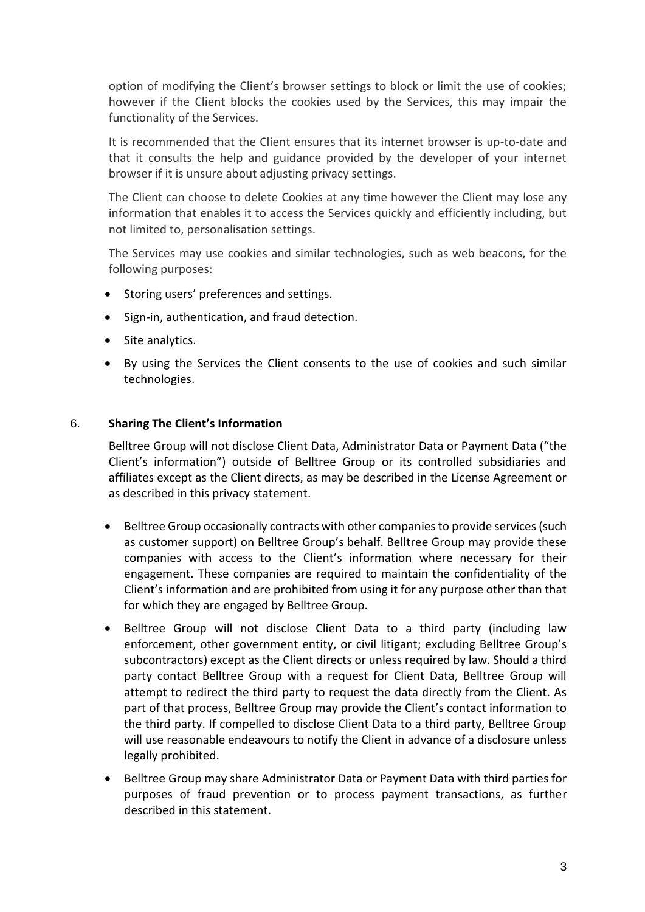option of modifying the Client's browser settings to block or limit the use of cookies; however if the Client blocks the cookies used by the Services, this may impair the functionality of the Services.

It is recommended that the Client ensures that its internet browser is up-to-date and that it consults the help and guidance provided by the developer of your internet browser if it is unsure about adjusting privacy settings.

The Client can choose to delete Cookies at any time however the Client may lose any information that enables it to access the Services quickly and efficiently including, but not limited to, personalisation settings.

The Services may use cookies and similar technologies, such as web beacons, for the following purposes:

- Storing users' preferences and settings.
- Sign-in, authentication, and fraud detection.
- Site analytics.
- By using the Services the Client consents to the use of cookies and such similar technologies.

## 6. **Sharing The Client's Information**

Belltree Group will not disclose Client Data, Administrator Data or Payment Data ("the Client's information") outside of Belltree Group or its controlled subsidiaries and affiliates except as the Client directs, as may be described in the License Agreement or as described in this privacy statement.

- Belltree Group occasionally contracts with other companies to provide services (such as customer support) on Belltree Group's behalf. Belltree Group may provide these companies with access to the Client's information where necessary for their engagement. These companies are required to maintain the confidentiality of the Client's information and are prohibited from using it for any purpose other than that for which they are engaged by Belltree Group.
- Belltree Group will not disclose Client Data to a third party (including law enforcement, other government entity, or civil litigant; excluding Belltree Group's subcontractors) except as the Client directs or unless required by law. Should a third party contact Belltree Group with a request for Client Data, Belltree Group will attempt to redirect the third party to request the data directly from the Client. As part of that process, Belltree Group may provide the Client's contact information to the third party. If compelled to disclose Client Data to a third party, Belltree Group will use reasonable endeavours to notify the Client in advance of a disclosure unless legally prohibited.
- Belltree Group may share Administrator Data or Payment Data with third parties for purposes of fraud prevention or to process payment transactions, as further described in this statement.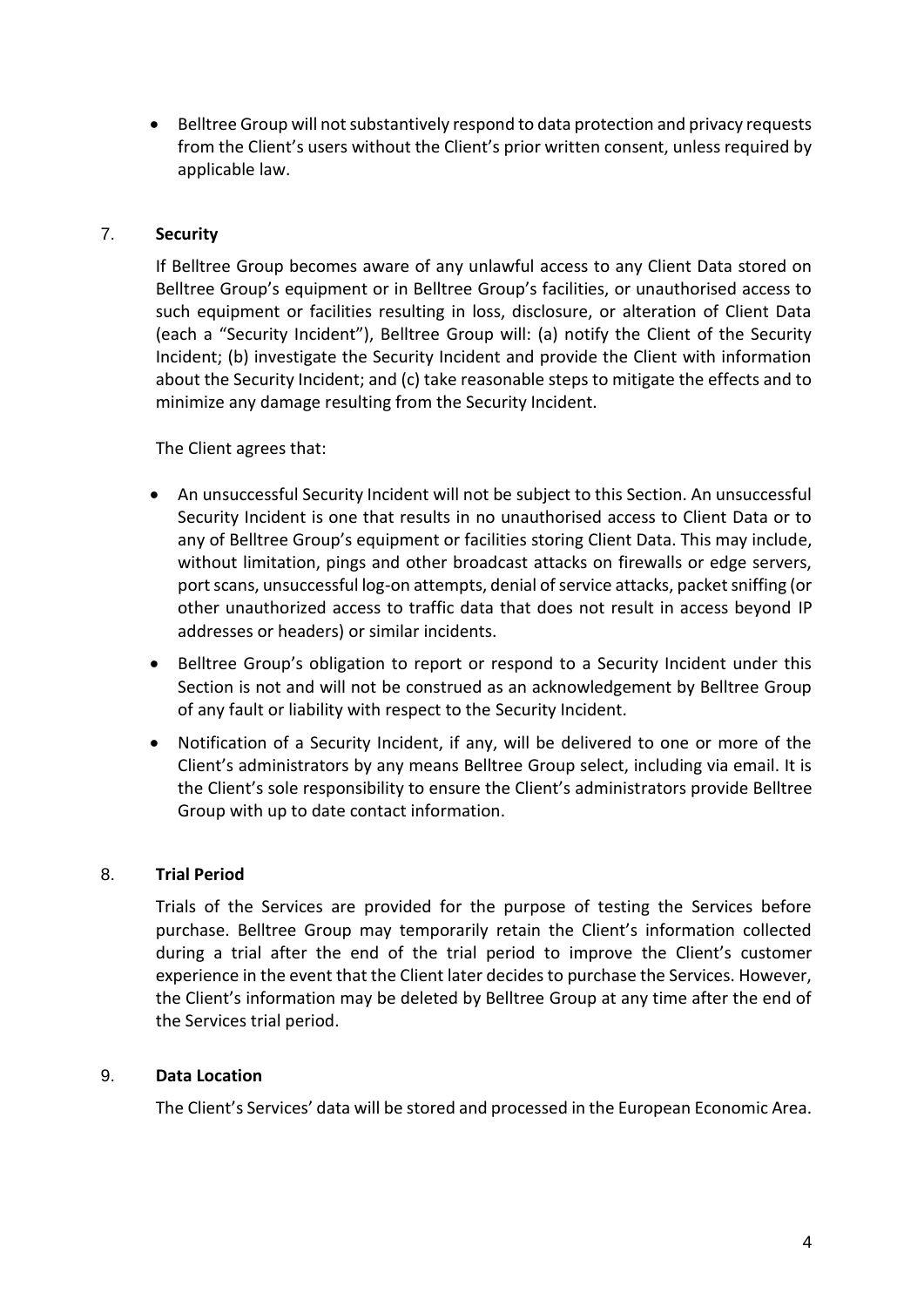- Belltree Group will not substantively respond to data protection and privacy requests from the Client's users without the Client's prior written consent, unless required by applicable law.

## 7. **Security**

If Belltree Group becomes aware of any unlawful access to any Client Data stored on Belltree Group's equipment or in Belltree Group's facilities, or unauthorised access to such equipment or facilities resulting in loss, disclosure, or alteration of Client Data (each a "Security Incident"), Belltree Group will: (a) notify the Client of the Security Incident; (b) investigate the Security Incident and provide the Client with information about the Security Incident; and (c) take reasonable steps to mitigate the effects and to minimize any damage resulting from the Security Incident.

The Client agrees that:

- An unsuccessful Security Incident will not be subject to this Section. An unsuccessful Security Incident is one that results in no unauthorised access to Client Data or to any of Belltree Group's equipment or facilities storing Client Data. This may include, without limitation, pings and other broadcast attacks on firewalls or edge servers, port scans, unsuccessful log-on attempts, denial of service attacks, packet sniffing (or other unauthorized access to traffic data that does not result in access beyond IP addresses or headers) or similar incidents.
- Belltree Group's obligation to report or respond to a Security Incident under this Section is not and will not be construed as an acknowledgement by Belltree Group of any fault or liability with respect to the Security Incident.
- Notification of a Security Incident, if any, will be delivered to one or more of the Client's administrators by any means Belltree Group select, including via email. It is the Client's sole responsibility to ensure the Client's administrators provide Belltree Group with up to date contact information.

## 8. **Trial Period**

Trials of the Services are provided for the purpose of testing the Services before purchase. Belltree Group may temporarily retain the Client's information collected during a trial after the end of the trial period to improve the Client's customer experience in the event that the Client later decides to purchase the Services. However, the Client's information may be deleted by Belltree Group at any time after the end of the Services trial period.

## 9. **Data Location**

The Client's Services' data will be stored and processed in the European Economic Area.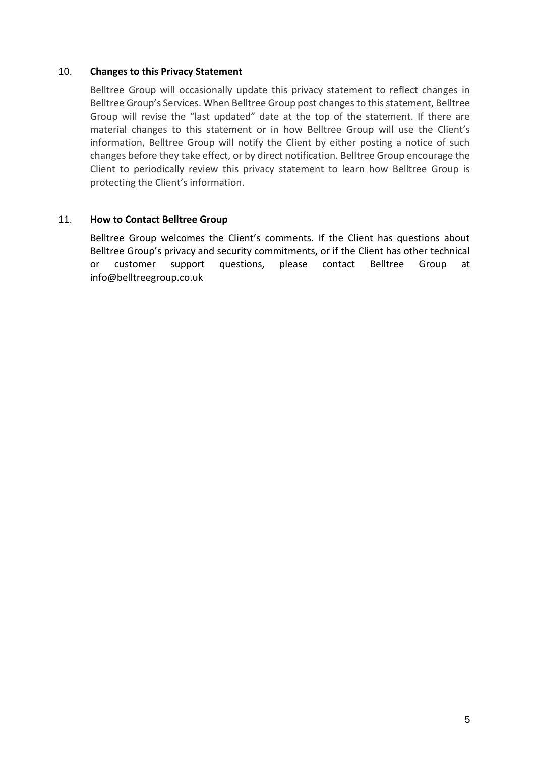## 10. **Changes to this Privacy Statement**

Belltree Group will occasionally update this privacy statement to reflect changes in Belltree Group's Services. When Belltree Group post changes to this statement, Belltree Group will revise the "last updated" date at the top of the statement. If there are material changes to this statement or in how Belltree Group will use the Client's information, Belltree Group will notify the Client by either posting a notice of such changes before they take effect, or by direct notification. Belltree Group encourage the Client to periodically review this privacy statement to learn how Belltree Group is protecting the Client's information.

## 11. **How to Contact Belltree Group**

Belltree Group welcomes the Client's comments. If the Client has questions about Belltree Group's privacy and security commitments, or if the Client has other technical or customer support questions, please contact Belltree Group at info@belltreegroup.co.uk